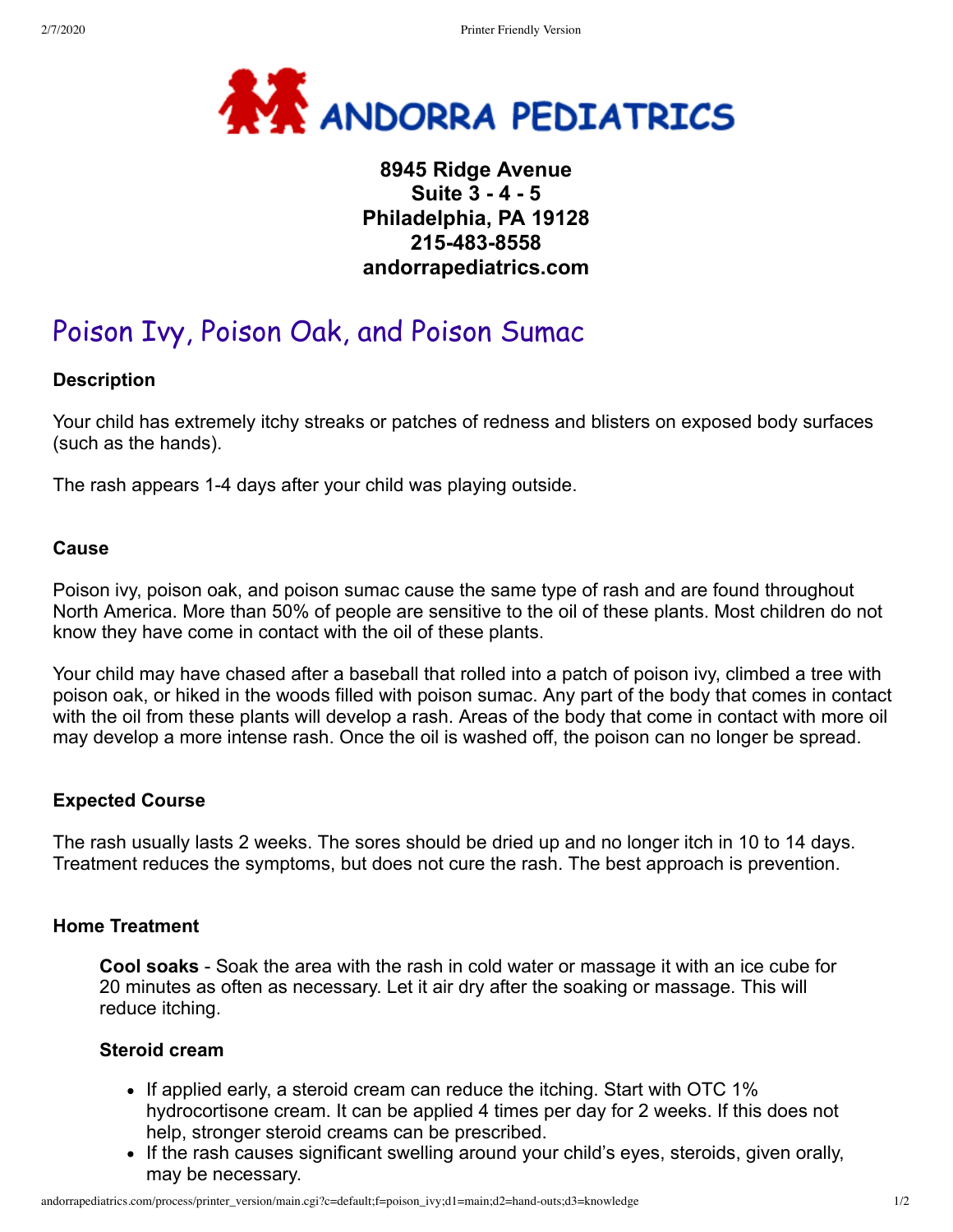**ANDORRA PEDIATRICS**

**8945 Ridge Avenue**
**Suite 3 - 4 - 5**
**Philadelphia, PA 19128**
**215-483-8558**
**andorrapediatrics.com**

# Poison Ivy, Poison Oak, and Poison Sumac

### Description

Your child has extremely itchy streaks or patches of redness and blisters on exposed body surfaces (such as the hands).

The rash appears 1-4 days after your child was playing outside.

### Cause

Poison ivy, poison oak, and poison sumac cause the same type of rash and are found throughout North America. More than 50% of people are sensitive to the oil of these plants. Most children do not know they have come in contact with the oil of these plants.

Your child may have chased after a baseball that rolled into a patch of poison ivy, climbed a tree with poison oak, or hiked in the woods filled with poison sumac. Any part of the body that comes in contact with the oil from these plants will develop a rash. Areas of the body that come in contact with more oil may develop a more intense rash. Once the oil is washed off, the poison can no longer be spread.

### Expected Course

The rash usually lasts 2 weeks. The sores should be dried up and no longer itch in 10 to 14 days. Treatment reduces the symptoms, but does not cure the rash. The best approach is prevention.

### Home Treatment

**Cool soaks** - Soak the area with the rash in cold water or massage it with an ice cube for 20 minutes as often as necessary. Let it air dry after the soaking or massage. This will reduce itching.

**Steroid cream**

- If applied early, a steroid cream can reduce the itching. Start with OTC 1% hydrocortisone cream. It can be applied 4 times per day for 2 weeks. If this does not help, stronger steroid creams can be prescribed.
- If the rash causes significant swelling around your child's eyes, steroids, given orally, may be necessary.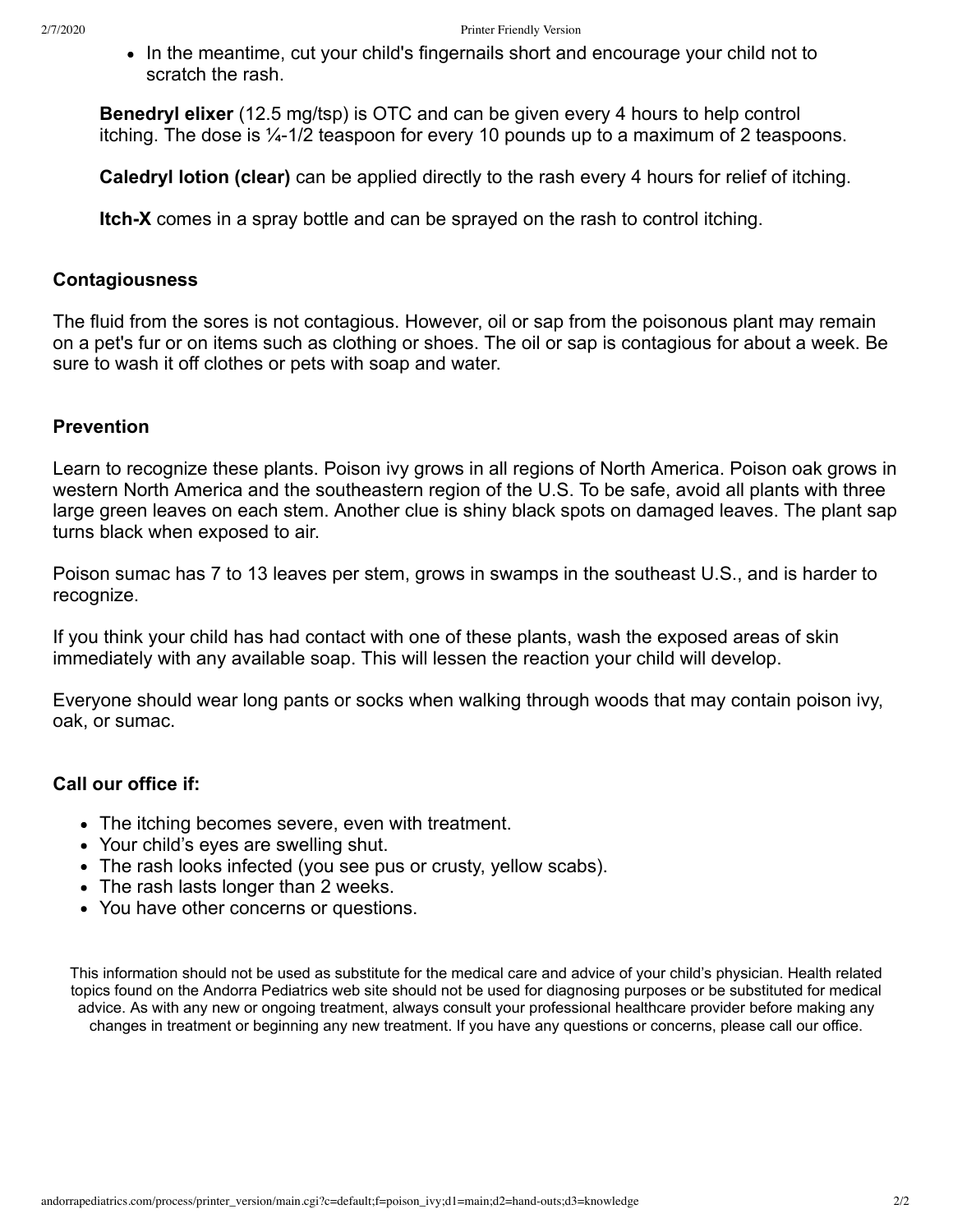- In the meantime, cut your child's fingernails short and encourage your child not to scratch the rash.

**Benedryl elixer** (12.5 mg/tsp) is OTC and can be given every 4 hours to help control itching. The dose is ¼-1/2 teaspoon for every 10 pounds up to a maximum of 2 teaspoons.

**Caledryl lotion (clear)** can be applied directly to the rash every 4 hours for relief of itching.

**Itch-X** comes in a spray bottle and can be sprayed on the rash to control itching.

### Contagiousness

The fluid from the sores is not contagious. However, oil or sap from the poisonous plant may remain on a pet's fur or on items such as clothing or shoes. The oil or sap is contagious for about a week. Be sure to wash it off clothes or pets with soap and water.

### Prevention

Learn to recognize these plants. Poison ivy grows in all regions of North America. Poison oak grows in western North America and the southeastern region of the U.S. To be safe, avoid all plants with three large green leaves on each stem. Another clue is shiny black spots on damaged leaves. The plant sap turns black when exposed to air.

Poison sumac has 7 to 13 leaves per stem, grows in swamps in the southeast U.S., and is harder to recognize.

If you think your child has had contact with one of these plants, wash the exposed areas of skin immediately with any available soap. This will lessen the reaction your child will develop.

Everyone should wear long pants or socks when walking through woods that may contain poison ivy, oak, or sumac.

### Call our office if:

- The itching becomes severe, even with treatment.
- Your child's eyes are swelling shut.
- The rash looks infected (you see pus or crusty, yellow scabs).
- The rash lasts longer than 2 weeks.
- You have other concerns or questions.

This information should not be used as substitute for the medical care and advice of your child's physician. Health related topics found on the Andorra Pediatrics web site should not be used for diagnosing purposes or be substituted for medical advice. As with any new or ongoing treatment, always consult your professional healthcare provider before making any changes in treatment or beginning any new treatment. If you have any questions or concerns, please call our office.